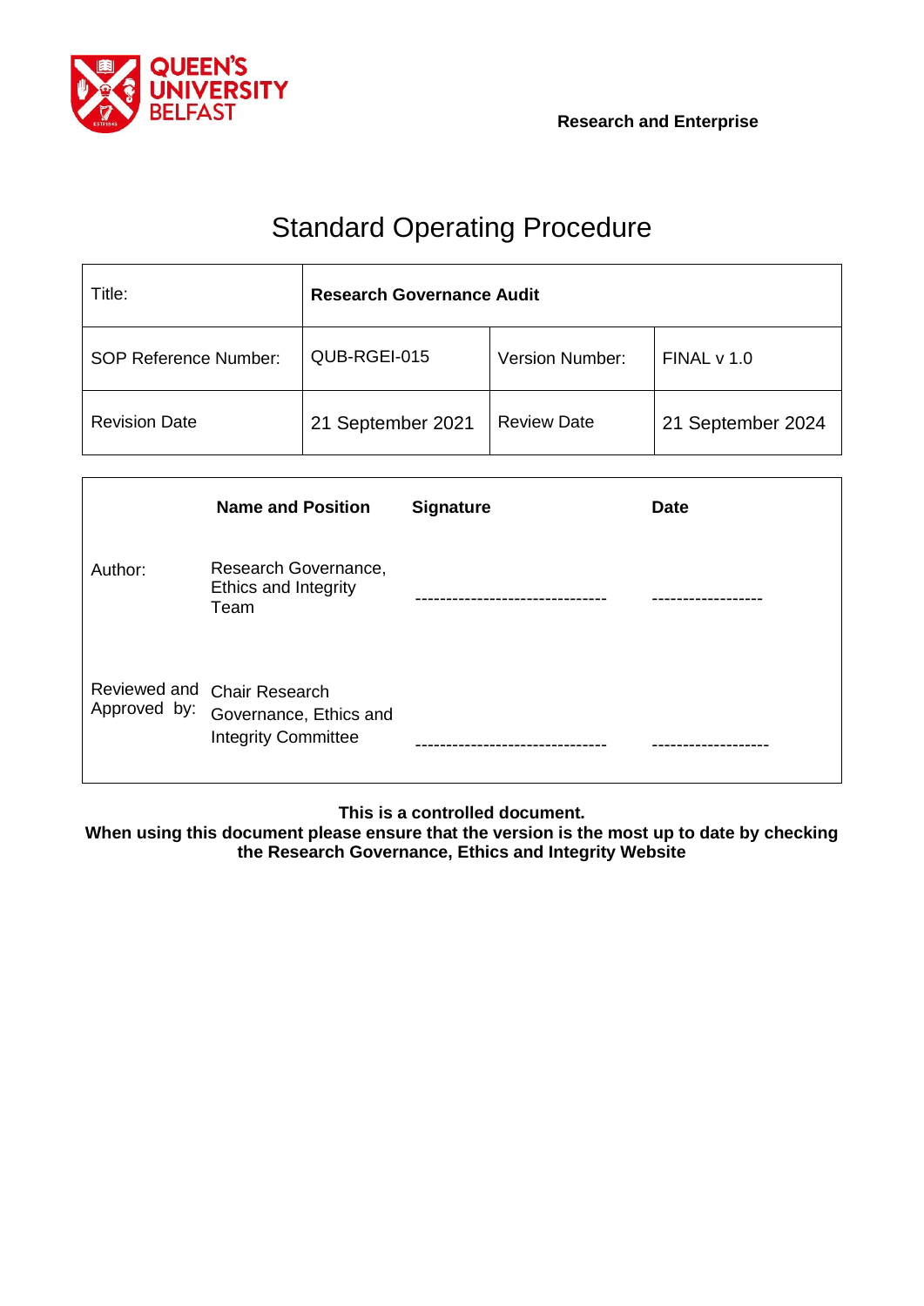Research and Enterprise

# Standard Operating Procedure

| Title: | **Research Governance Audit** | | |
|---|---|---|---|
| SOP Reference Number: | QUB-RGEI-015 | Version Number: | FINAL v 1.0 |
| Revision Date | 21 September 2021 | Review Date | 21 September 2024 |

| | **Name and Position** | **Signature** | **Date** |
|---|---|---|---|
| Author: | Research Governance, Ethics and Integrity Team | ------------------------------- | ------------------ |
| Reviewed and Approved by: | Chair Research Governance, Ethics and Integrity Committee | ------------------------------- | ------------------- |

**This is a controlled document.**
**When using this document please ensure that the version is the most up to date by checking the Research Governance, Ethics and Integrity Website**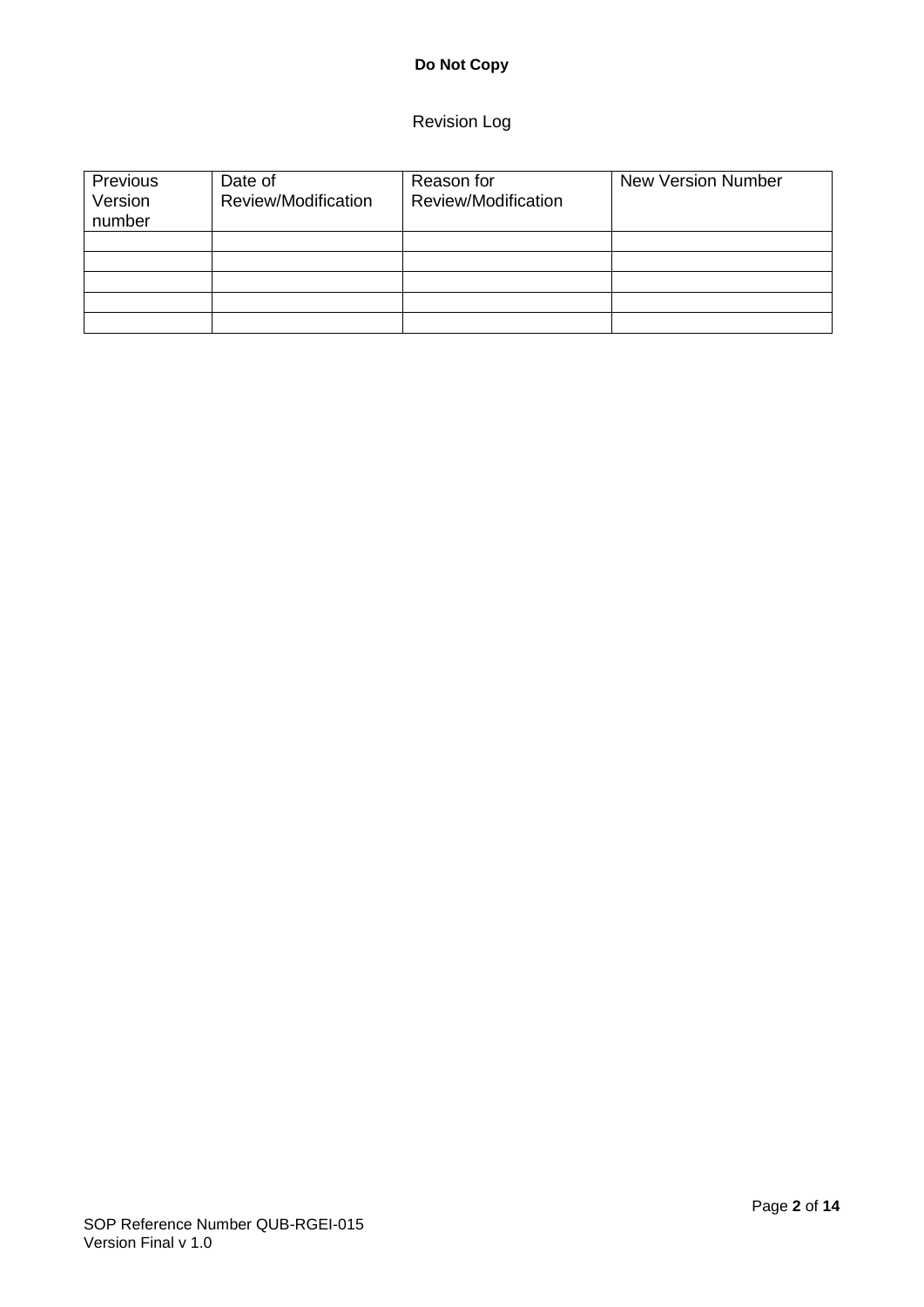Revision Log

| Previous Version number | Date of Review/Modification | Reason for Review/Modification | New Version Number |
|---|---|---|---|
| | | | |
| | | | |
| | | | |
| | | | |
| | | | |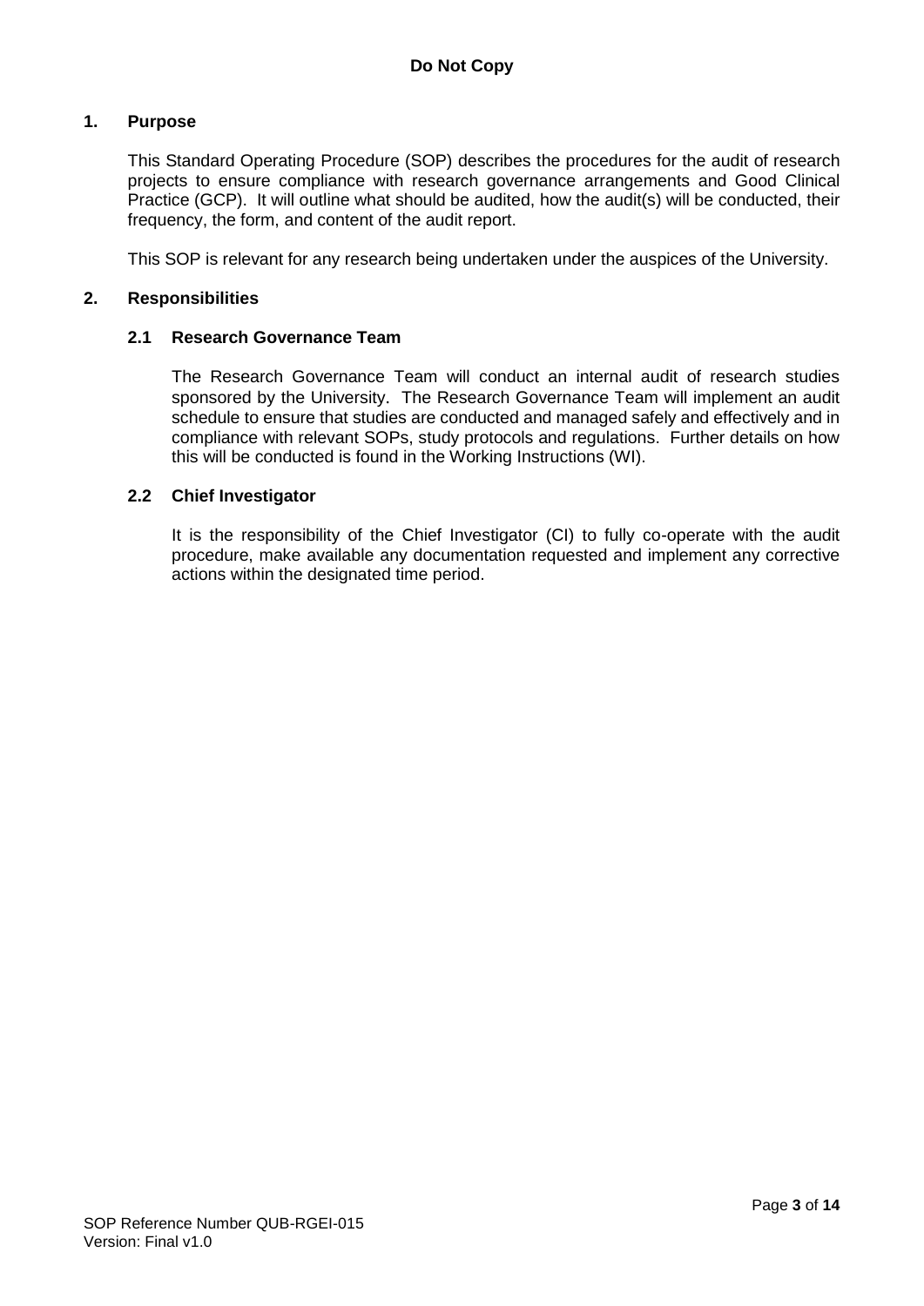## 1. Purpose

This Standard Operating Procedure (SOP) describes the procedures for the audit of research projects to ensure compliance with research governance arrangements and Good Clinical Practice (GCP). It will outline what should be audited, how the audit(s) will be conducted, their frequency, the form, and content of the audit report.

This SOP is relevant for any research being undertaken under the auspices of the University.

## 2. Responsibilities

### 2.1 Research Governance Team

The Research Governance Team will conduct an internal audit of research studies sponsored by the University. The Research Governance Team will implement an audit schedule to ensure that studies are conducted and managed safely and effectively and in compliance with relevant SOPs, study protocols and regulations. Further details on how this will be conducted is found in the Working Instructions (WI).

### 2.2 Chief Investigator

It is the responsibility of the Chief Investigator (CI) to fully co-operate with the audit procedure, make available any documentation requested and implement any corrective actions within the designated time period.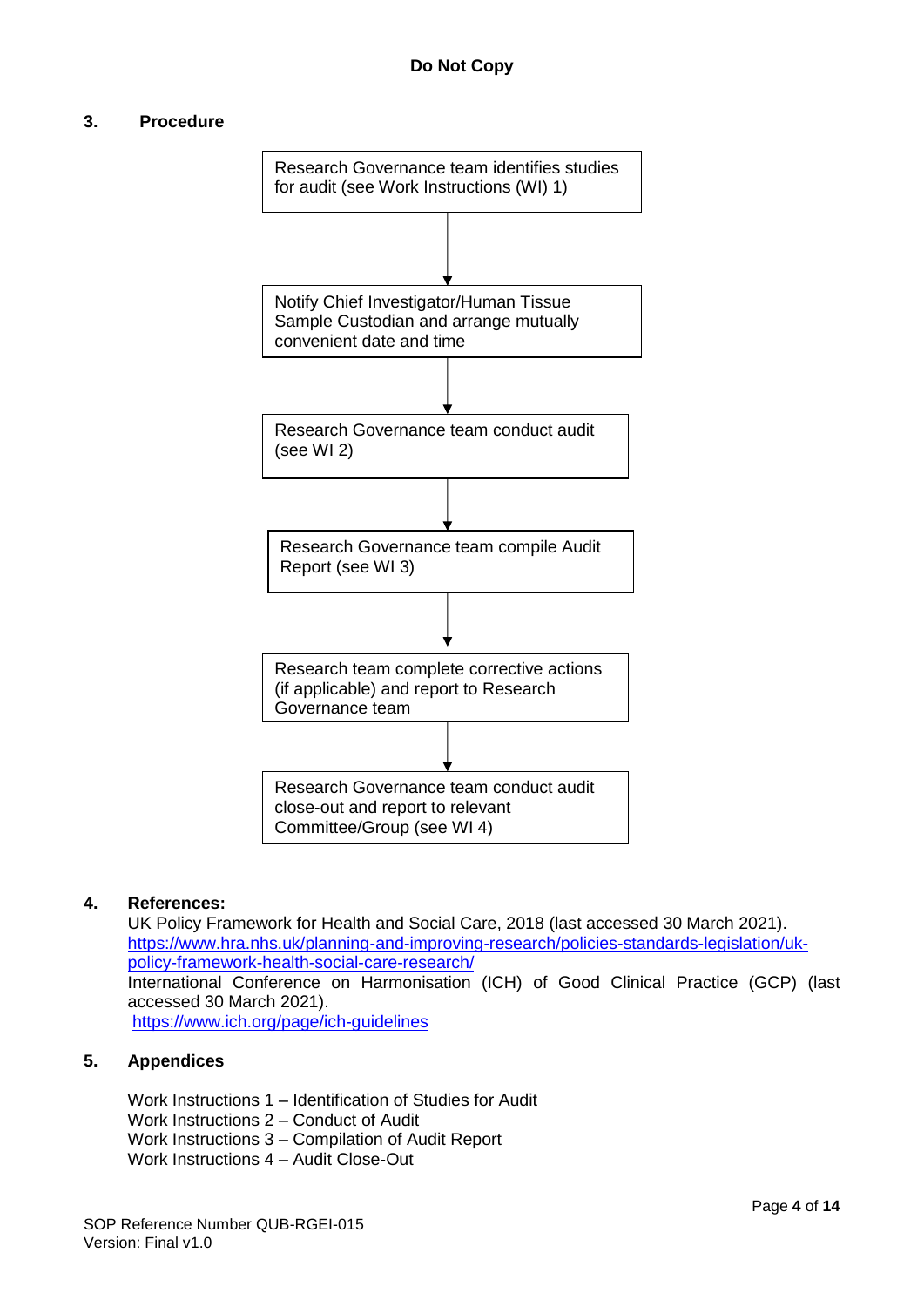**Do Not Copy**

## 3. Procedure

Research Governance team identifies studies for audit (see Work Instructions (WI) 1)

↓

Notify Chief Investigator/Human Tissue Sample Custodian and arrange mutually convenient date and time

↓

Research Governance team conduct audit (see WI 2)

↓

Research Governance team compile Audit Report (see WI 3)

↓

Research team complete corrective actions (if applicable) and report to Research Governance team

↓

Research Governance team conduct audit close-out and report to relevant Committee/Group (see WI 4)

## 4. References:

UK Policy Framework for Health and Social Care, 2018 (last accessed 30 March 2021). https://www.hra.nhs.uk/planning-and-improving-research/policies-standards-legislation/uk-policy-framework-health-social-care-research/

International Conference on Harmonisation (ICH) of Good Clinical Practice (GCP) (last accessed 30 March 2021).
https://www.ich.org/page/ich-guidelines

## 5. Appendices

Work Instructions 1 – Identification of Studies for Audit
Work Instructions 2 – Conduct of Audit
Work Instructions 3 – Compilation of Audit Report
Work Instructions 4 – Audit Close-Out

SOP Reference Number QUB-RGEI-015
Version: Final v1.0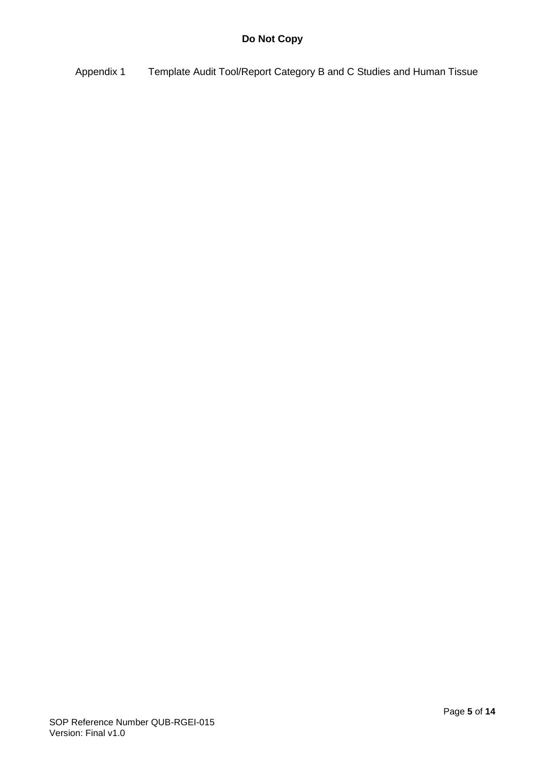**Do Not Copy**

Appendix 1 Template Audit Tool/Report Category B and C Studies and Human Tissue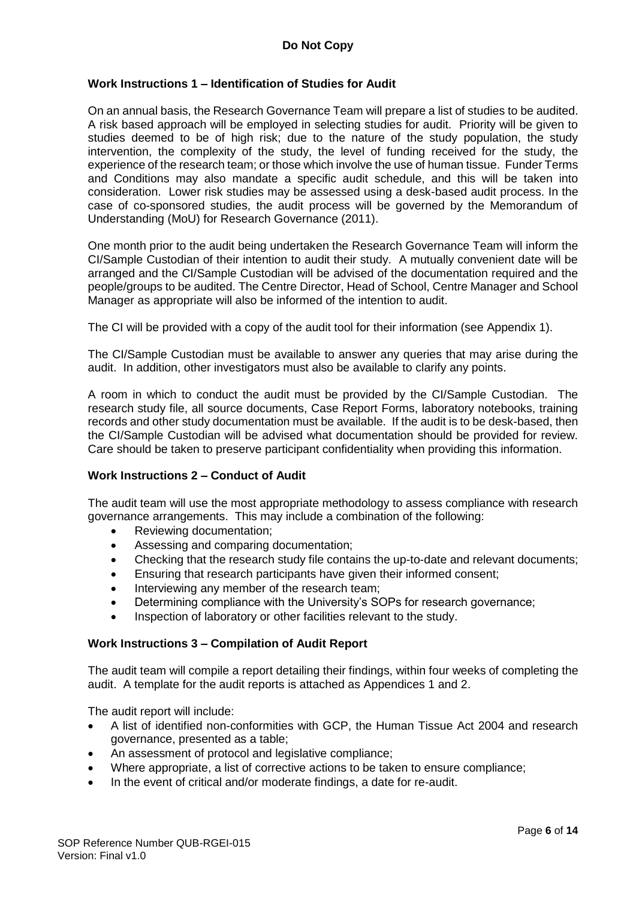**Do Not Copy**

## Work Instructions 1 – Identification of Studies for Audit

On an annual basis, the Research Governance Team will prepare a list of studies to be audited. A risk based approach will be employed in selecting studies for audit. Priority will be given to studies deemed to be of high risk; due to the nature of the study population, the study intervention, the complexity of the study, the level of funding received for the study, the experience of the research team; or those which involve the use of human tissue. Funder Terms and Conditions may also mandate a specific audit schedule, and this will be taken into consideration. Lower risk studies may be assessed using a desk-based audit process. In the case of co-sponsored studies, the audit process will be governed by the Memorandum of Understanding (MoU) for Research Governance (2011).

One month prior to the audit being undertaken the Research Governance Team will inform the CI/Sample Custodian of their intention to audit their study. A mutually convenient date will be arranged and the CI/Sample Custodian will be advised of the documentation required and the people/groups to be audited. The Centre Director, Head of School, Centre Manager and School Manager as appropriate will also be informed of the intention to audit.

The CI will be provided with a copy of the audit tool for their information (see Appendix 1).

The CI/Sample Custodian must be available to answer any queries that may arise during the audit. In addition, other investigators must also be available to clarify any points.

A room in which to conduct the audit must be provided by the CI/Sample Custodian. The research study file, all source documents, Case Report Forms, laboratory notebooks, training records and other study documentation must be available. If the audit is to be desk-based, then the CI/Sample Custodian will be advised what documentation should be provided for review. Care should be taken to preserve participant confidentiality when providing this information.

## Work Instructions 2 – Conduct of Audit

The audit team will use the most appropriate methodology to assess compliance with research governance arrangements. This may include a combination of the following:

- Reviewing documentation;
- Assessing and comparing documentation;
- Checking that the research study file contains the up-to-date and relevant documents;
- Ensuring that research participants have given their informed consent;
- Interviewing any member of the research team;
- Determining compliance with the University's SOPs for research governance;
- Inspection of laboratory or other facilities relevant to the study.

## Work Instructions 3 – Compilation of Audit Report

The audit team will compile a report detailing their findings, within four weeks of completing the audit. A template for the audit reports is attached as Appendices 1 and 2.

The audit report will include:

- A list of identified non-conformities with GCP, the Human Tissue Act 2004 and research governance, presented as a table;
- An assessment of protocol and legislative compliance;
- Where appropriate, a list of corrective actions to be taken to ensure compliance;
- In the event of critical and/or moderate findings, a date for re-audit.

SOP Reference Number QUB-RGEI-015
Version: Final v1.0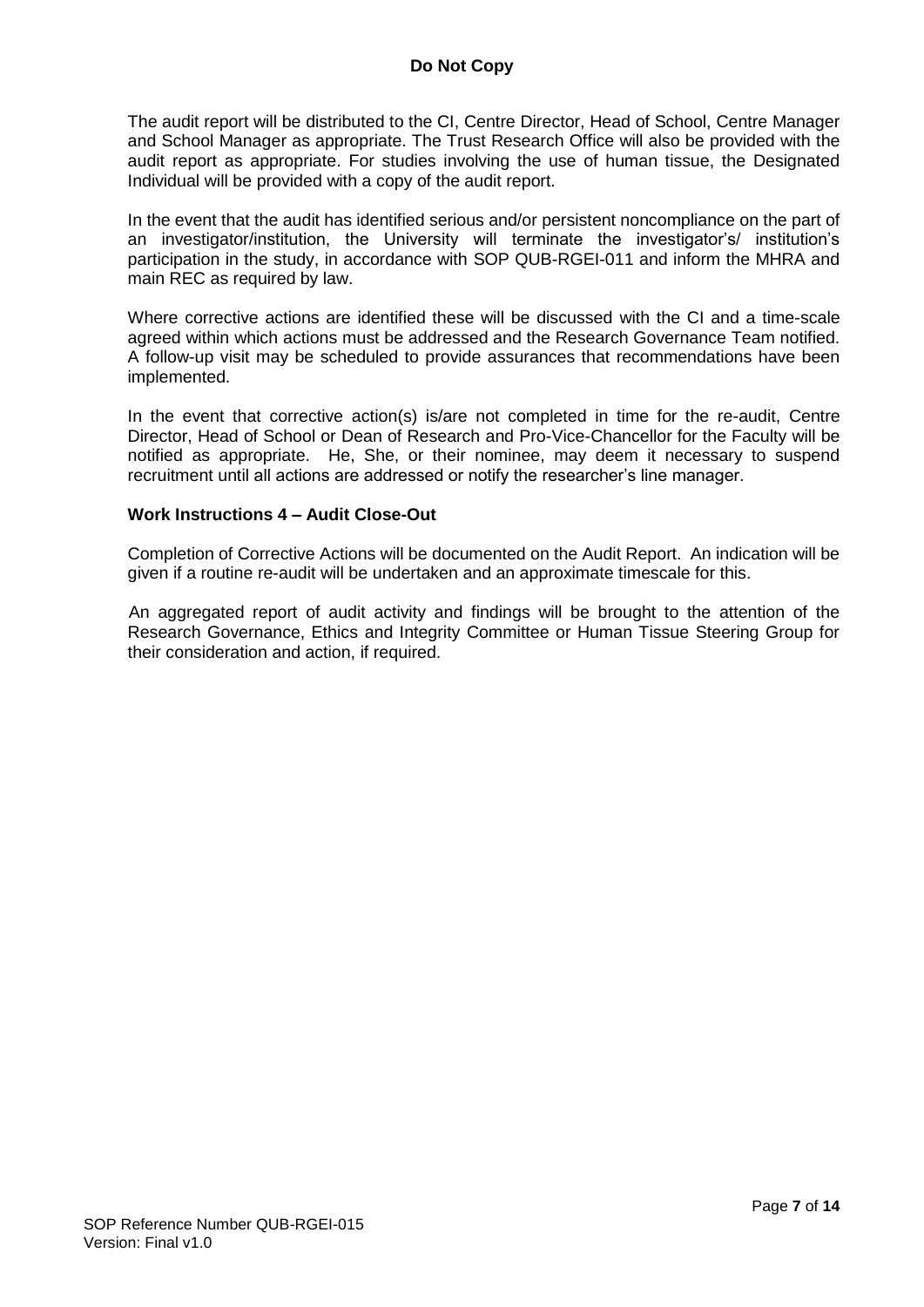The audit report will be distributed to the CI, Centre Director, Head of School, Centre Manager and School Manager as appropriate. The Trust Research Office will also be provided with the audit report as appropriate. For studies involving the use of human tissue, the Designated Individual will be provided with a copy of the audit report.

In the event that the audit has identified serious and/or persistent noncompliance on the part of an investigator/institution, the University will terminate the investigator's/ institution's participation in the study, in accordance with SOP QUB-RGEI-011 and inform the MHRA and main REC as required by law.

Where corrective actions are identified these will be discussed with the CI and a time-scale agreed within which actions must be addressed and the Research Governance Team notified. A follow-up visit may be scheduled to provide assurances that recommendations have been implemented.

In the event that corrective action(s) is/are not completed in time for the re-audit, Centre Director, Head of School or Dean of Research and Pro-Vice-Chancellor for the Faculty will be notified as appropriate. He, She, or their nominee, may deem it necessary to suspend recruitment until all actions are addressed or notify the researcher's line manager.

**Work Instructions 4 – Audit Close-Out**

Completion of Corrective Actions will be documented on the Audit Report. An indication will be given if a routine re-audit will be undertaken and an approximate timescale for this.

An aggregated report of audit activity and findings will be brought to the attention of the Research Governance, Ethics and Integrity Committee or Human Tissue Steering Group for their consideration and action, if required.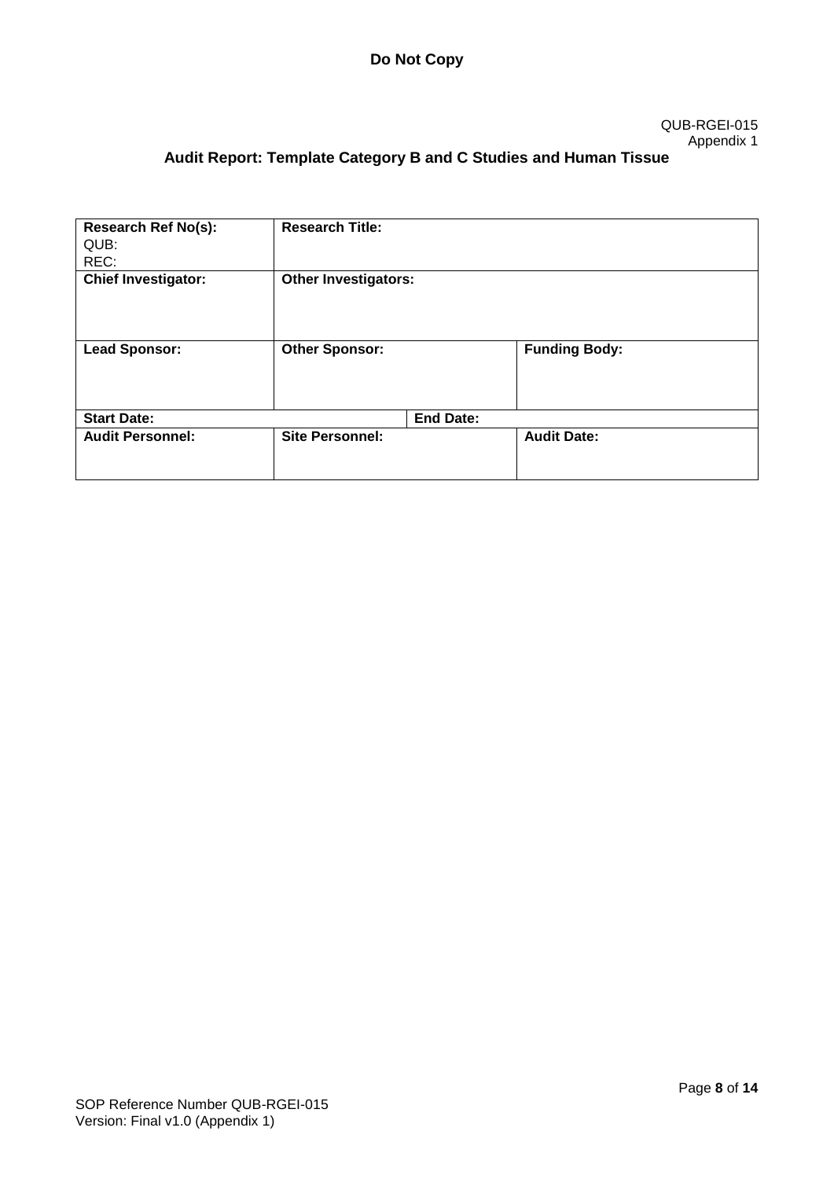**Do Not Copy**

QUB-RGEI-015
Appendix 1

## Audit Report: Template Category B and C Studies and Human Tissue

| **Research Ref No(s):**<br>QUB:<br>REC: | **Research Title:** | | |
|---|---|---|---|
| **Chief Investigator:** | **Other Investigators:** | | |
| **Lead Sponsor:** | **Other Sponsor:** | | **Funding Body:** |
| **Start Date:** | | **End Date:** | |
| **Audit Personnel:** | **Site Personnel:** | | **Audit Date:** |

SOP Reference Number QUB-RGEI-015
Version: Final v1.0 (Appendix 1)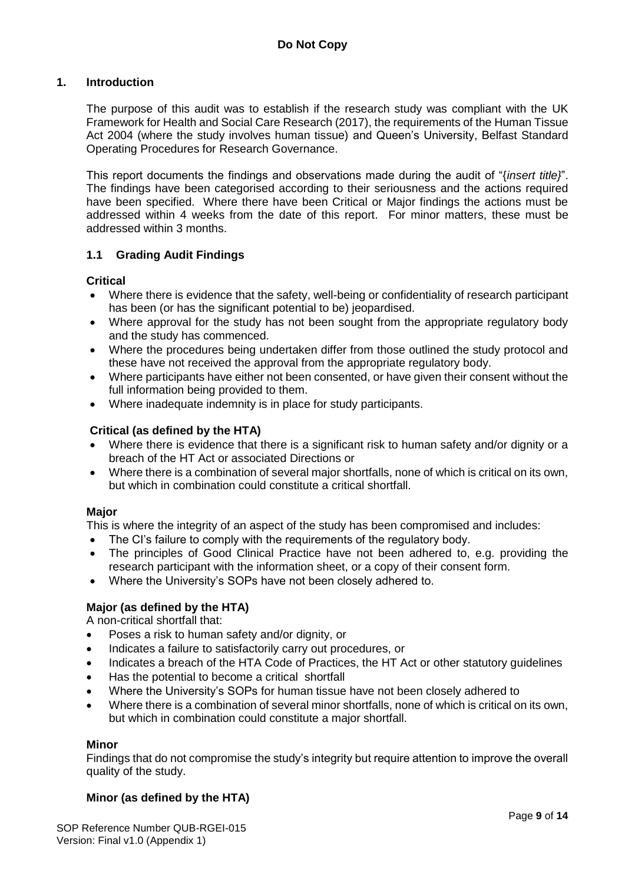**Do Not Copy**

## 1. Introduction

The purpose of this audit was to establish if the research study was compliant with the UK Framework for Health and Social Care Research (2017), the requirements of the Human Tissue Act 2004 (where the study involves human tissue) and Queen's University, Belfast Standard Operating Procedures for Research Governance.

This report documents the findings and observations made during the audit of "{*insert title}*". The findings have been categorised according to their seriousness and the actions required have been specified. Where there have been Critical or Major findings the actions must be addressed within 4 weeks from the date of this report. For minor matters, these must be addressed within 3 months.

### 1.1 Grading Audit Findings

**Critical**

- Where there is evidence that the safety, well-being or confidentiality of research participant has been (or has the significant potential to be) jeopardised.
- Where approval for the study has not been sought from the appropriate regulatory body and the study has commenced.
- Where the procedures being undertaken differ from those outlined the study protocol and these have not received the approval from the appropriate regulatory body.
- Where participants have either not been consented, or have given their consent without the full information being provided to them.
- Where inadequate indemnity is in place for study participants.

**Critical (as defined by the HTA)**

- Where there is evidence that there is a significant risk to human safety and/or dignity or a breach of the HT Act or associated Directions or
- Where there is a combination of several major shortfalls, none of which is critical on its own, but which in combination could constitute a critical shortfall.

**Major**

This is where the integrity of an aspect of the study has been compromised and includes:

- The CI's failure to comply with the requirements of the regulatory body.
- The principles of Good Clinical Practice have not been adhered to, e.g. providing the research participant with the information sheet, or a copy of their consent form.
- Where the University's SOPs have not been closely adhered to.

**Major (as defined by the HTA)**

A non-critical shortfall that:

- Poses a risk to human safety and/or dignity, or
- Indicates a failure to satisfactorily carry out procedures, or
- Indicates a breach of the HTA Code of Practices, the HT Act or other statutory guidelines
- Has the potential to become a critical shortfall
- Where the University's SOPs for human tissue have not been closely adhered to
- Where there is a combination of several minor shortfalls, none of which is critical on its own, but which in combination could constitute a major shortfall.

**Minor**

Findings that do not compromise the study's integrity but require attention to improve the overall quality of the study.

**Minor (as defined by the HTA)**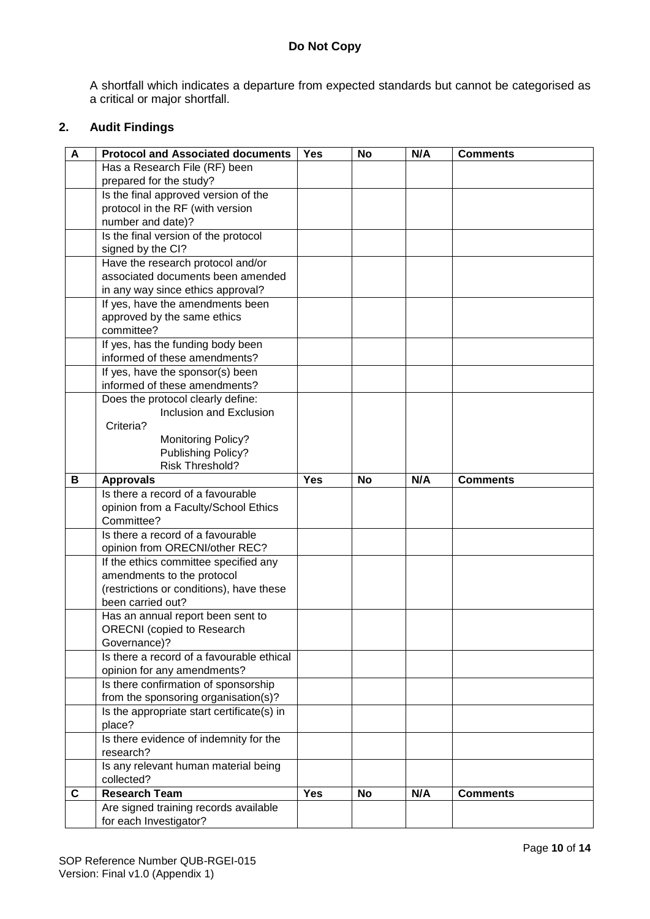A shortfall which indicates a departure from expected standards but cannot be categorised as a critical or major shortfall.

## 2. Audit Findings

| A | Protocol and Associated documents | Yes | No | N/A | Comments |
|---|---|---|---|---|---|
| | Has a Research File (RF) been prepared for the study? | | | | |
| | Is the final approved version of the protocol in the RF (with version number and date)? | | | | |
| | Is the final version of the protocol signed by the CI? | | | | |
| | Have the research protocol and/or associated documents been amended in any way since ethics approval? | | | | |
| | If yes, have the amendments been approved by the same ethics committee? | | | | |
| | If yes, has the funding body been informed of these amendments? | | | | |
| | If yes, have the sponsor(s) been informed of these amendments? | | | | |
| | Does the protocol clearly define: Inclusion and Exclusion Criteria? Monitoring Policy? Publishing Policy? Risk Threshold? | | | | |
| **B** | **Approvals** | **Yes** | **No** | **N/A** | **Comments** |
| | Is there a record of a favourable opinion from a Faculty/School Ethics Committee? | | | | |
| | Is there a record of a favourable opinion from ORECNI/other REC? | | | | |
| | If the ethics committee specified any amendments to the protocol (restrictions or conditions), have these been carried out? | | | | |
| | Has an annual report been sent to ORECNI (copied to Research Governance)? | | | | |
| | Is there a record of a favourable ethical opinion for any amendments? | | | | |
| | Is there confirmation of sponsorship from the sponsoring organisation(s)? | | | | |
| | Is the appropriate start certificate(s) in place? | | | | |
| | Is there evidence of indemnity for the research? | | | | |
| | Is any relevant human material being collected? | | | | |
| **C** | **Research Team** | **Yes** | **No** | **N/A** | **Comments** |
| | Are signed training records available for each Investigator? | | | | |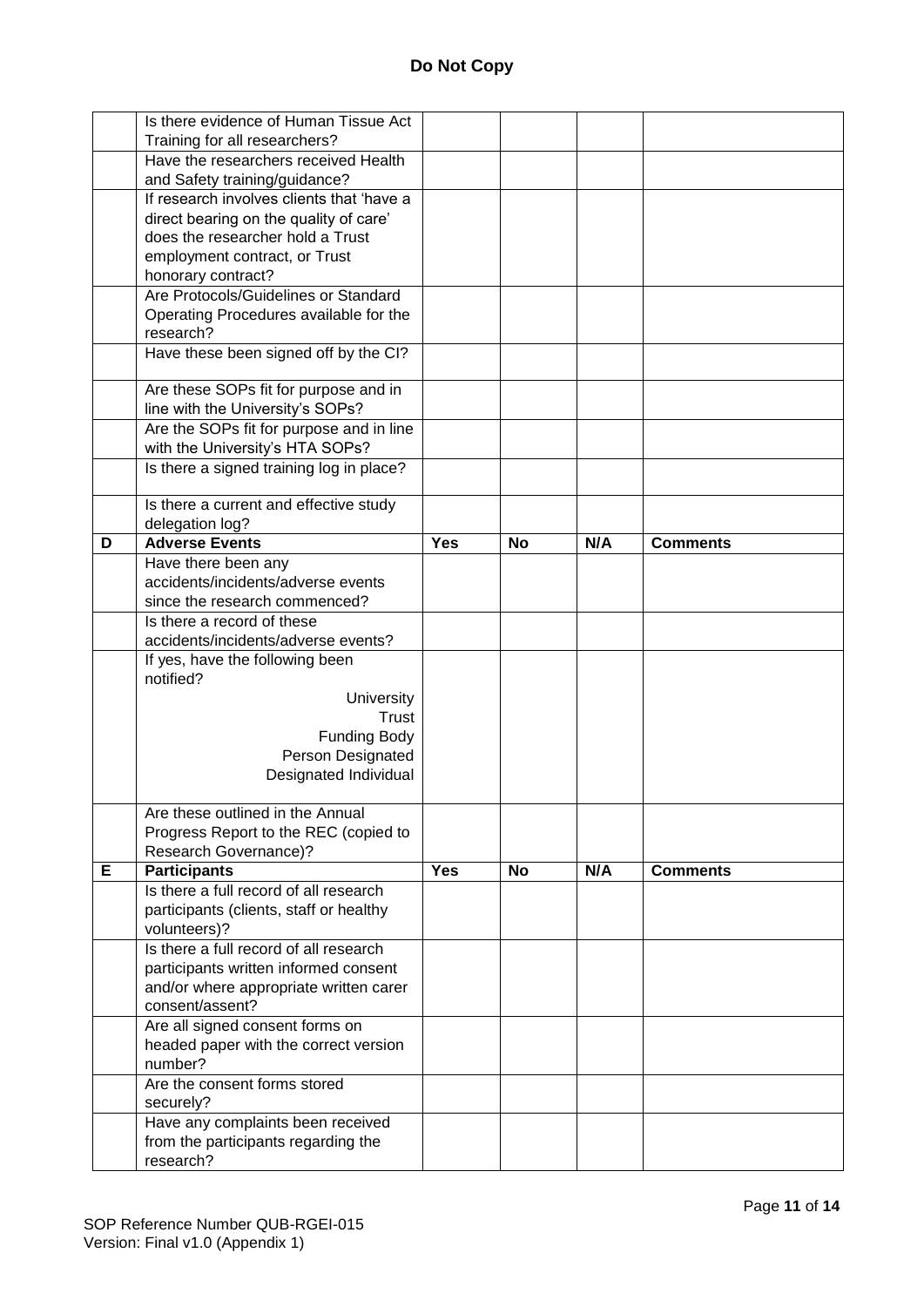**Do Not Copy**

| | | | | | |
|---|---|---|---|---|---|
| | Is there evidence of Human Tissue Act Training for all researchers? | | | | |
| | Have the researchers received Health and Safety training/guidance? | | | | |
| | If research involves clients that 'have a direct bearing on the quality of care' does the researcher hold a Trust employment contract, or Trust honorary contract? | | | | |
| | Are Protocols/Guidelines or Standard Operating Procedures available for the research? | | | | |
| | Have these been signed off by the CI? | | | | |
| | Are these SOPs fit for purpose and in line with the University's SOPs? | | | | |
| | Are the SOPs fit for purpose and in line with the University's HTA SOPs? | | | | |
| | Is there a signed training log in place? | | | | |
| | Is there a current and effective study delegation log? | | | | |
| **D** | **Adverse Events** | **Yes** | **No** | **N/A** | **Comments** |
| | Have there been any accidents/incidents/adverse events since the research commenced? | | | | |
| | Is there a record of these accidents/incidents/adverse events? | | | | |
| | If yes, have the following been notified? University Trust Funding Body Person Designated Designated Individual | | | | |
| | Are these outlined in the Annual Progress Report to the REC (copied to Research Governance)? | | | | |
| **E** | **Participants** | **Yes** | **No** | **N/A** | **Comments** |
| | Is there a full record of all research participants (clients, staff or healthy volunteers)? | | | | |
| | Is there a full record of all research participants written informed consent and/or where appropriate written carer consent/assent? | | | | |
| | Are all signed consent forms on headed paper with the correct version number? | | | | |
| | Are the consent forms stored securely? | | | | |
| | Have any complaints been received from the participants regarding the research? | | | | |

SOP Reference Number QUB-RGEI-015
Version: Final v1.0 (Appendix 1)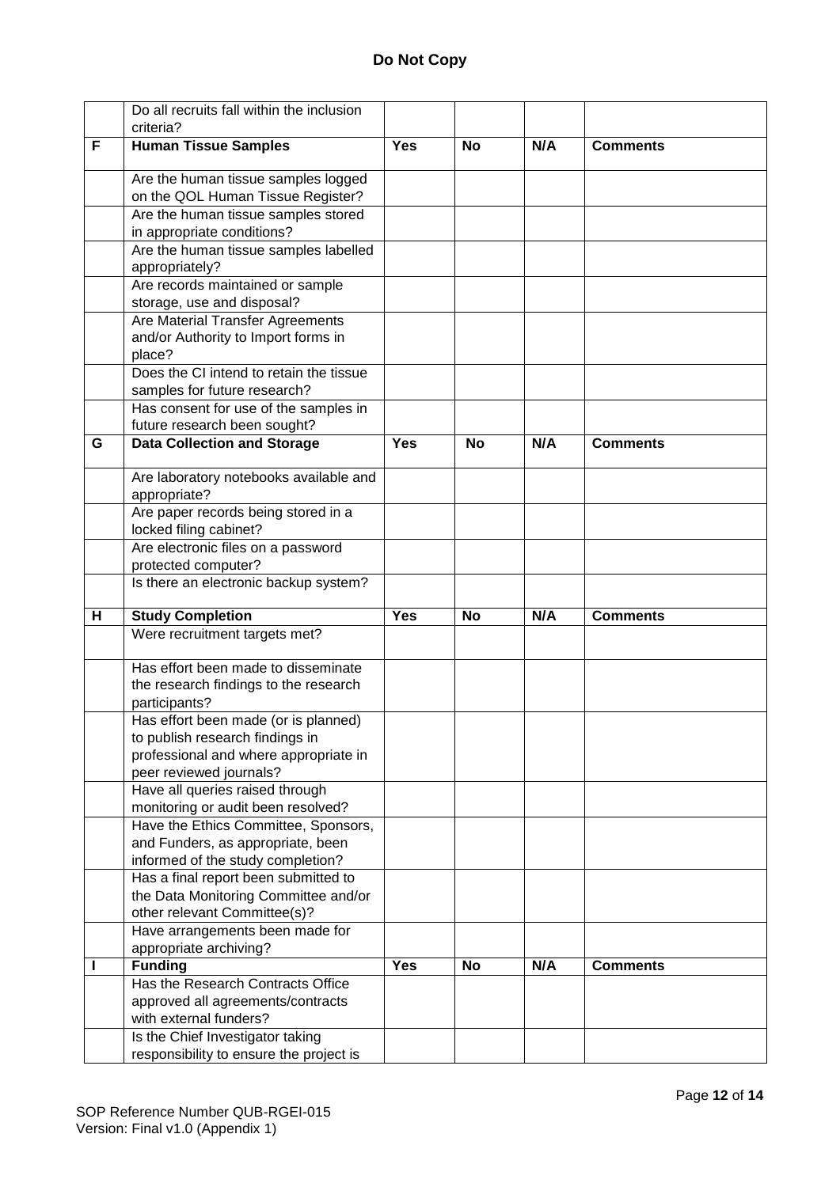**Do Not Copy**

| | Do all recruits fall within the inclusion criteria? | | | | |
|---|---|---|---|---|---|
| **F** | **Human Tissue Samples** | **Yes** | **No** | **N/A** | **Comments** |
| | Are the human tissue samples logged on the QOL Human Tissue Register? | | | | |
| | Are the human tissue samples stored in appropriate conditions? | | | | |
| | Are the human tissue samples labelled appropriately? | | | | |
| | Are records maintained or sample storage, use and disposal? | | | | |
| | Are Material Transfer Agreements and/or Authority to Import forms in place? | | | | |
| | Does the CI intend to retain the tissue samples for future research? | | | | |
| | Has consent for use of the samples in future research been sought? | | | | |
| **G** | **Data Collection and Storage** | **Yes** | **No** | **N/A** | **Comments** |
| | Are laboratory notebooks available and appropriate? | | | | |
| | Are paper records being stored in a locked filing cabinet? | | | | |
| | Are electronic files on a password protected computer? | | | | |
| | Is there an electronic backup system? | | | | |
| **H** | **Study Completion** | **Yes** | **No** | **N/A** | **Comments** |
| | Were recruitment targets met? | | | | |
| | Has effort been made to disseminate the research findings to the research participants? | | | | |
| | Has effort been made (or is planned) to publish research findings in professional and where appropriate in peer reviewed journals? | | | | |
| | Have all queries raised through monitoring or audit been resolved? | | | | |
| | Have the Ethics Committee, Sponsors, and Funders, as appropriate, been informed of the study completion? | | | | |
| | Has a final report been submitted to the Data Monitoring Committee and/or other relevant Committee(s)? | | | | |
| | Have arrangements been made for appropriate archiving? | | | | |
| **I** | **Funding** | **Yes** | **No** | **N/A** | **Comments** |
| | Has the Research Contracts Office approved all agreements/contracts with external funders? | | | | |
| | Is the Chief Investigator taking responsibility to ensure the project is | | | | |

SOP Reference Number QUB-RGEI-015
Version: Final v1.0 (Appendix 1)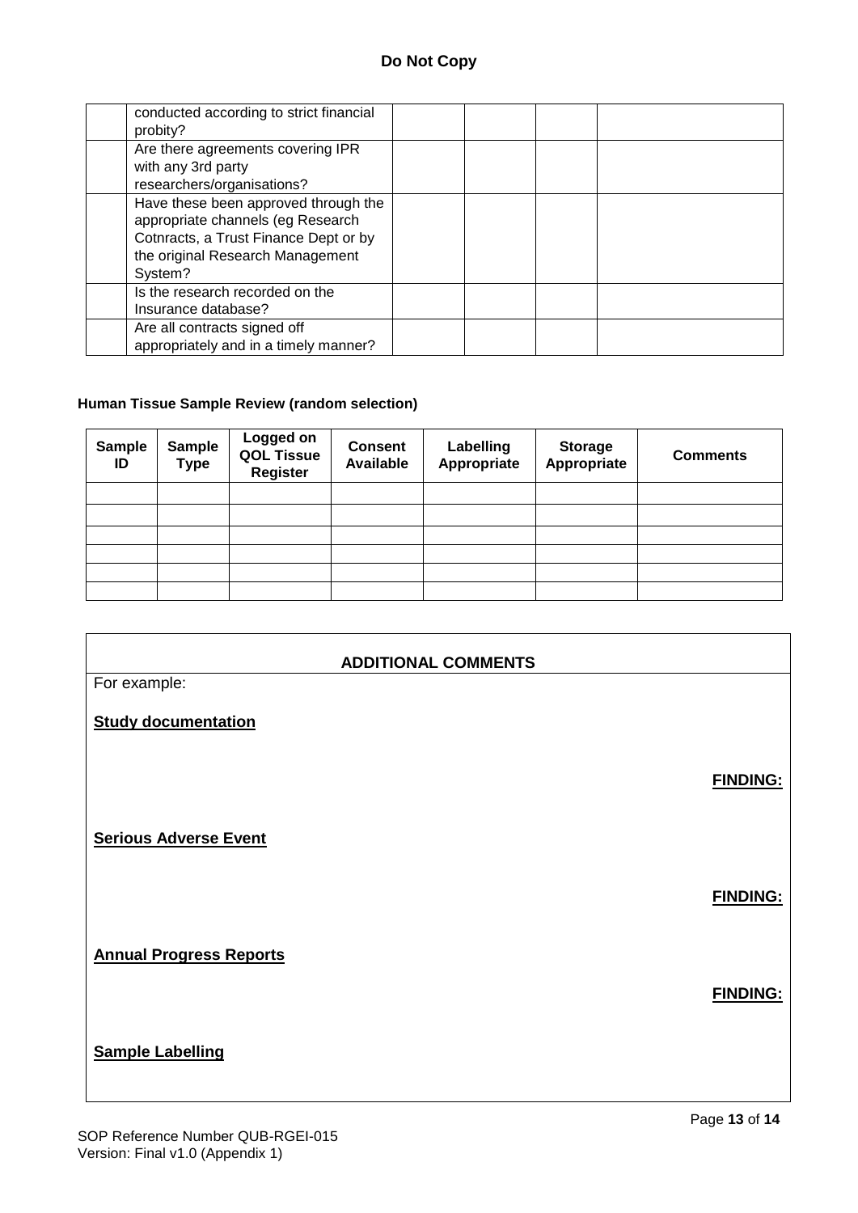**Do Not Copy**

| | | | | | |
|---|---|---|---|---|---|
| | conducted according to strict financial probity? | | | | |
| | Are there agreements covering IPR with any 3rd party researchers/organisations? | | | | |
| | Have these been approved through the appropriate channels (eg Research Cotnracts, a Trust Finance Dept or by the original Research Management System? | | | | |
| | Is the research recorded on the Insurance database? | | | | |
| | Are all contracts signed off appropriately and in a timely manner? | | | | |

**Human Tissue Sample Review (random selection)**

| Sample ID | Sample Type | Logged on QOL Tissue Register | Consent Available | Labelling Appropriate | Storage Appropriate | Comments |
|---|---|---|---|---|---|---|
| | | | | | | |
| | | | | | | |
| | | | | | | |
| | | | | | | |
| | | | | | | |
| | | | | | | |

**ADDITIONAL COMMENTS**

For example:

**Study documentation**

**FINDING:**

**Serious Adverse Event**

**FINDING:**

**Annual Progress Reports**

**FINDING:**

**Sample Labelling**

SOP Reference Number QUB-RGEI-015
Version: Final v1.0 (Appendix 1)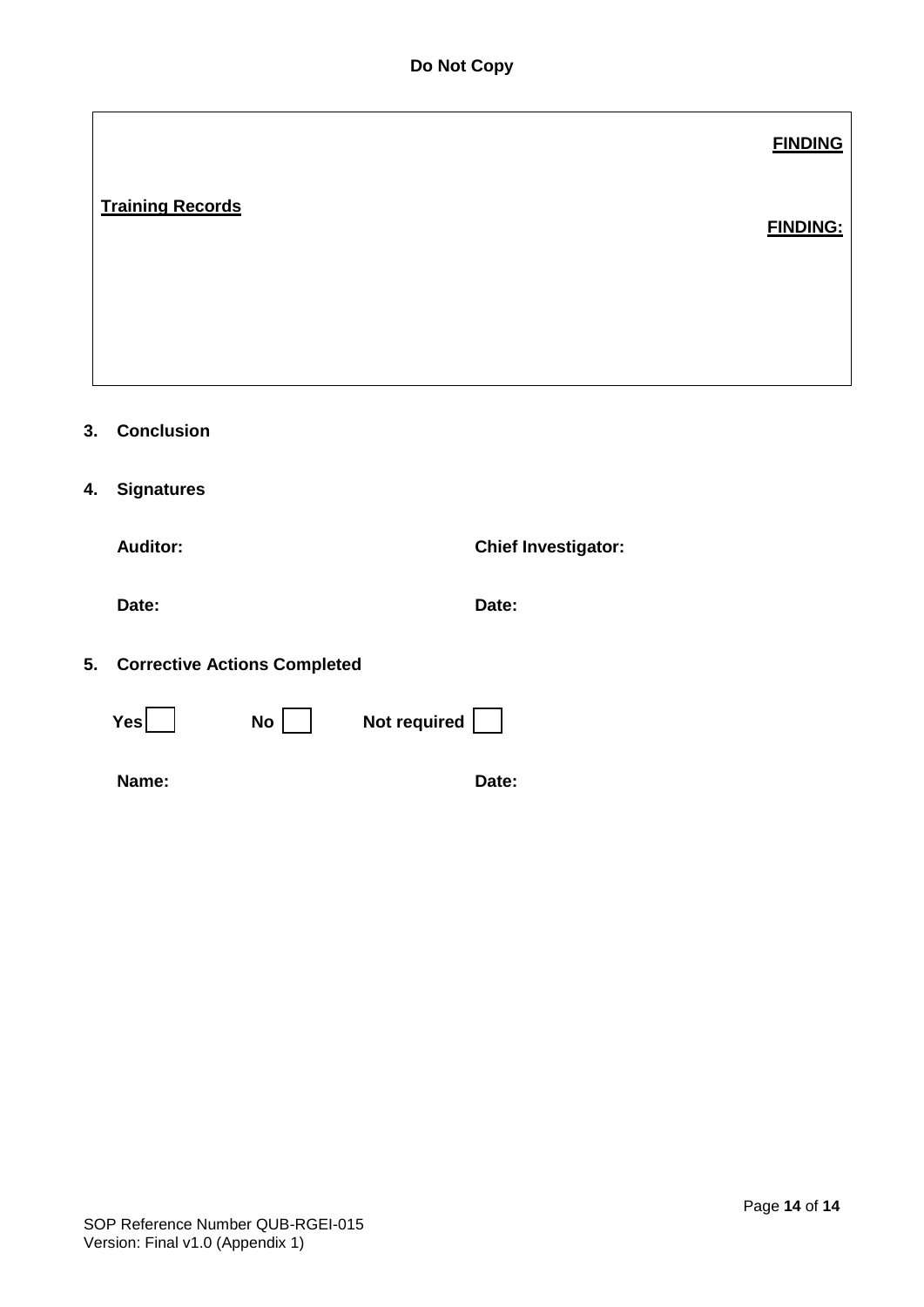**Do Not Copy**

| | |
|---|---|
| | **FINDING** |
| **Training Records** | **FINDING:** |

## 3. Conclusion

## 4. Signatures

**Auditor:** **Chief Investigator:**

**Date:** **Date:**

## 5. Corrective Actions Completed

**Yes** ☐ **No** ☐ **Not required** ☐

**Name:** **Date:**

SOP Reference Number QUB-RGEI-015
Version: Final v1.0 (Appendix 1)